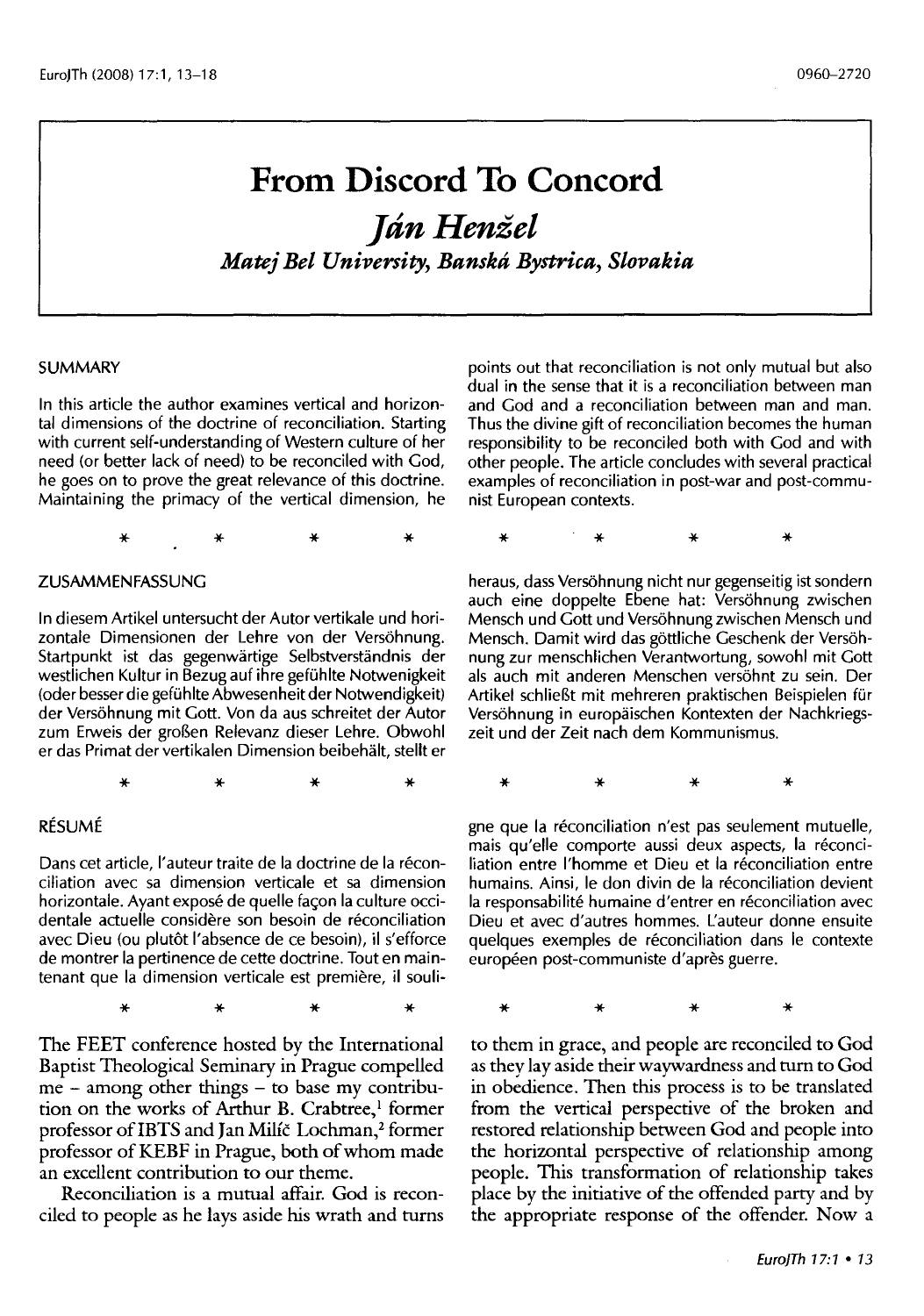# From Discord To Concord

## *Ján Henžel*

### *Matej Bel University, Banská Bystrica, Slovakia*

#### SUMMARY

In this article the author examines vertical and horizontal dimensions of the doctrine of reconciliation. Starting with current self-understanding of Western culture of her need (or better lack of need) to be reconciled with God, he goes on to prove the great relevance of this doctrine. Maintaining the primacy of the vertical dimension, he points out that reconciliation is not only mutual but also dual in the sense that it is a reconciliation between man and God and a reconciliation between man and man. Thus the divine gift of reconciliation becomes the human responsibility to be reconciled both with God and with other people. The article concludes with several practical examples of reconciliation in post-war and post-communist European contexts.

\* \* \* \*

#### ZUSAMMENFASSUNG

In diesem Artikel untersucht der Autor vertikale und horizontale Dimensionen der Lehre von der Versöhnung. Startpunkt ist das gegenwärtige Selbstverständnis der westlichen Kultur in Bezug auf ihre gefühlte Notwenigkeit (oder besser die gefühlte Abwesenheit der Notwendigkeit) der Versöhnung mit Gott. Von da aus schreitet der Autor zum Erweis der großen Relevanz dieser Lehre. Obwohl er das Primat der vertikalen Dimension beibehält, stellt er heraus, dass Versöhnung nicht nur gegenseitig ist sondern auch eine doppelte Ebene hat: Versöhnung zwischen Mensch und Gott und Versöhnung zwischen Mensch und Mensch. Damit wird das göttliche Geschenk der Versöhnung zur menschlichen Verantwortung, sowohl mit Gott als auch mit anderen Menschen versöhnt zu sein. Der Artikel schließt mit mehreren praktischen Beispielen für Versöhnung in europäischen Kontexten der Nachkriegszeit und der Zeit nach dem Kommunismus.

\* \* \* \*

#### RÉSUMÉ

Dans cet article, l'auteur traite de la doctrine de la réconciliation avec sa dimension verticale et sa dimension horizontale. Ayant exposé de quelle façon la culture occidentale actuelle considère son besoin de réconciliation avec Dieu (ou plutôt l'absence de ce besoin), il s'efforce de montrer la pertinence de cette doctrine. Tout en maintenant que la dimension verticale est première, il souligne que la réconciliation n'est pas seulement mutuelle, mais qu'elle comporte aussi deux aspects, la réconciliation entre l'homme et Dieu et la réconciliation entre humains. Ainsi, le don divin de la réconciliation devient la responsabilité humaine d'entrer en réconciliation avec Dieu et avec d'autres hommes. L'auteur donne ensuite quelques exemples de réconciliation dans le contexte européen post-communiste d'après guerre.

\* \* \* \*

The FEET conference hosted by the International Baptist Theological Seminary in Prague compelled me – among other things – to base my contribution on the works of Arthur B. Crabtree,[1] former professor of IBTS and Jan Milíč Lochman,[2] former professor of KEBF in Prague, both of whom made an excellent contribution to our theme.

Reconciliation is a mutual affair. God is reconciled to people as he lays aside his wrath and turns to them in grace, and people are reconciled to God as they lay aside their waywardness and turn to God in obedience. Then this process is to be translated from the vertical perspective of the broken and restored relationship between God and people into the horizontal perspective of relationship among people. This transformation of relationship takes place by the initiative of the offended party and by the appropriate response of the offender. Now a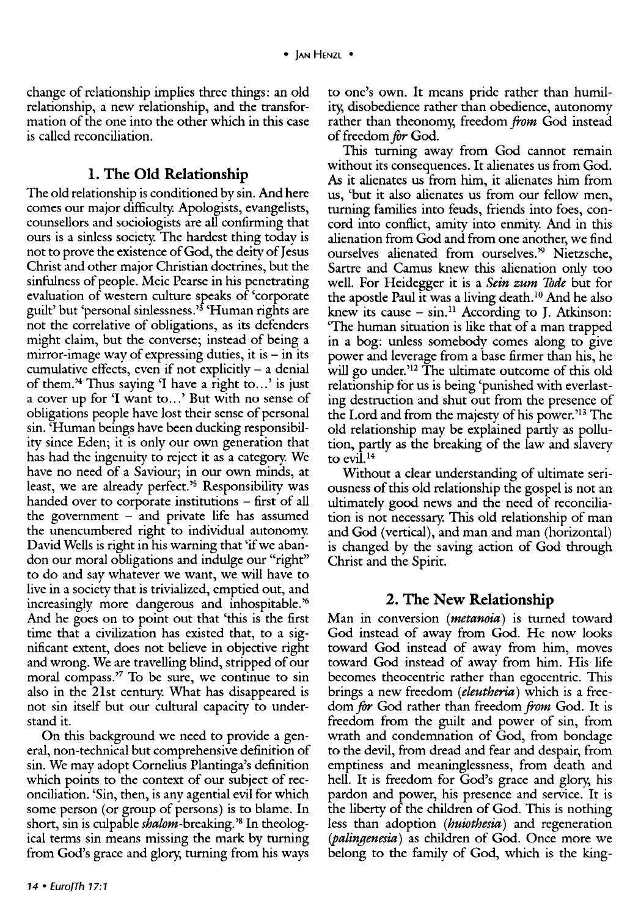change of relationship implies three things: an old relationship, a new relationship, and the transformation of the one into the other which in this case is called reconciliation.

## 1. The Old Relationship

The old relationship is conditioned by sin. And here comes our major difficulty. Apologists, evangelists, counsellors and sociologists are all confirming that ours is a sinless society. The hardest thing today is not to prove the existence of God, the deity of Jesus Christ and other major Christian doctrines, but the sinfulness of people. Meic Pearse in his penetrating evaluation of western culture speaks of 'corporate guilt' but 'personal sinlessness.'[3] 'Human rights are not the correlative of obligations, as its defenders might claim, but the converse; instead of being a mirror-image way of expressing duties, it is – in its cumulative effects, even if not explicitly – a denial of them.'[4] Thus saying 'I have a right to…' is just a cover up for 'I want to…' But with no sense of obligations people have lost their sense of personal sin. 'Human beings have been ducking responsibility since Eden; it is only our own generation that has had the ingenuity to reject it as a category. We have no need of a Saviour; in our own minds, at least, we are already perfect.'[5] Responsibility was handed over to corporate institutions – first of all the government – and private life has assumed the unencumbered right to individual autonomy. David Wells is right in his warning that 'if we abandon our moral obligations and indulge our "right" to do and say whatever we want, we will have to live in a society that is trivialized, emptied out, and increasingly more dangerous and inhospitable.'[6] And he goes on to point out that 'this is the first time that a civilization has existed that, to a significant extent, does not believe in objective right and wrong. We are travelling blind, stripped of our moral compass.'[7] To be sure, we continue to sin also in the 21st century. What has disappeared is not sin itself but our cultural capacity to understand it.

On this background we need to provide a general, non-technical but comprehensive definition of sin. We may adopt Cornelius Plantinga's definition which points to the context of our subject of reconciliation. 'Sin, then, is any agential evil for which some person (or group of persons) is to blame. In short, sin is culpable *shalom*-breaking.'[8] In theological terms sin means missing the mark by turning from God's grace and glory, turning from his ways to one's own. It means pride rather than humility, disobedience rather than obedience, autonomy rather than theonomy, freedom *from* God instead of freedom *for* God.

This turning away from God cannot remain without its consequences. It alienates us from God. As it alienates us from him, it alienates him from us, 'but it also alienates us from our fellow men, turning families into feuds, friends into foes, concord into conflict, amity into enmity. And in this alienation from God and from one another, we find ourselves alienated from ourselves.'[9] Nietzsche, Sartre and Camus knew this alienation only too well. For Heidegger it is a *Sein zum Tode* but for the apostle Paul it was a living death.[10] And he also knew its cause – sin.[11] According to J. Atkinson: 'The human situation is like that of a man trapped in a bog: unless somebody comes along to give power and leverage from a base firmer than his, he will go under.'[12] The ultimate outcome of this old relationship for us is being 'punished with everlasting destruction and shut out from the presence of the Lord and from the majesty of his power.'[13] The old relationship may be explained partly as pollution, partly as the breaking of the law and slavery to evil.[14]

Without a clear understanding of ultimate seriousness of this old relationship the gospel is not an ultimately good news and the need of reconciliation is not necessary. This old relationship of man and God (vertical), and man and man (horizontal) is changed by the saving action of God through Christ and the Spirit.

## 2. The New Relationship

Man in conversion (***metanoia***) is turned toward God instead of away from God. He now looks toward God instead of away from him, moves toward God instead of away from him. His life becomes theocentric rather than egocentric. This brings a new freedom (***eleutheria***) which is a freedom *for* God rather than freedom *from* God. It is freedom from the guilt and power of sin, from wrath and condemnation of God, from bondage to the devil, from dread and fear and despair, from emptiness and meaninglessness, from death and hell. It is freedom for God's grace and glory, his pardon and power, his presence and service. It is the liberty of the children of God. This is nothing less than adoption (***huiothesia***) and regeneration (***palingenesia***) as children of God. Once more we belong to the family of God, which is the king-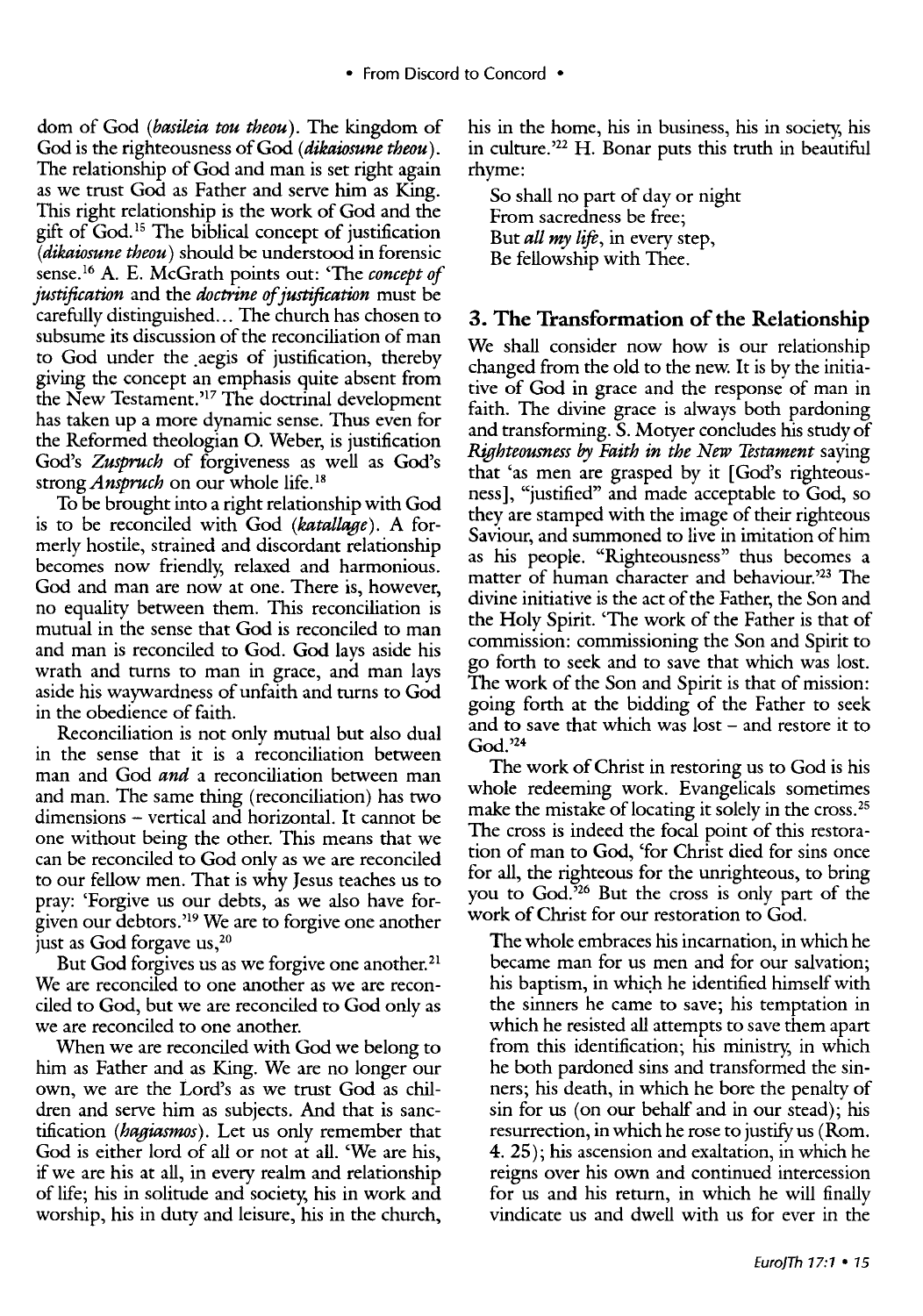dom of God (*basileia tou theou*). The kingdom of God is the righteousness of God (*dikaiosune theou*). The relationship of God and man is set right again as we trust God as Father and serve him as King. This right relationship is the work of God and the gift of God.[15] The biblical concept of justification (*dikaiosune theou*) should be understood in forensic sense.[16] A. E. McGrath points out: 'The *concept of justification* and the *doctrine of justification* must be carefully distinguished... The church has chosen to subsume its discussion of the reconciliation of man to God under the aegis of justification, thereby giving the concept an emphasis quite absent from the New Testament.'[17] The doctrinal development has taken up a more dynamic sense. Thus even for the Reformed theologian O. Weber, is justification God's *Zuspruch* of forgiveness as well as God's strong *Anspruch* on our whole life.[18]

To be brought into a right relationship with God is to be reconciled with God (*katallage*). A formerly hostile, strained and discordant relationship becomes now friendly, relaxed and harmonious. God and man are now at one. There is, however, no equality between them. This reconciliation is mutual in the sense that God is reconciled to man and man is reconciled to God. God lays aside his wrath and turns to man in grace, and man lays aside his waywardness of unfaith and turns to God in the obedience of faith.

Reconciliation is not only mutual but also dual in the sense that it is a reconciliation between man and God *and* a reconciliation between man and man. The same thing (reconciliation) has two dimensions – vertical and horizontal. It cannot be one without being the other. This means that we can be reconciled to God only as we are reconciled to our fellow men. That is why Jesus teaches us to pray: 'Forgive us our debts, as we also have forgiven our debtors.'[19] We are to forgive one another just as God forgave us,[20]

But God forgives us as we forgive one another.[21] We are reconciled to one another as we are reconciled to God, but we are reconciled to God only as we are reconciled to one another.

When we are reconciled with God we belong to him as Father and as King. We are no longer our own, we are the Lord's as we trust God as children and serve him as subjects. And that is sanctification (*hagiasmos*). Let us only remember that God is either lord of all or not at all. 'We are his, if we are his at all, in every realm and relationship of life; his in solitude and society, his in work and worship, his in duty and leisure, his in the church, his in the home, his in business, his in society, his in culture.'[22] H. Bonar puts this truth in beautiful rhyme:

> So shall no part of day or night
> From sacredness be free;
> But *all my life*, in every step,
> Be fellowship with Thee.

## 3. The Transformation of the Relationship

We shall consider now how is our relationship changed from the old to the new. It is by the initiative of God in grace and the response of man in faith. The divine grace is always both pardoning and transforming. S. Motyer concludes his study of *Righteousness by Faith in the New Testament* saying that 'as men are grasped by it [God's righteousness], "justified" and made acceptable to God, so they are stamped with the image of their righteous Saviour, and summoned to live in imitation of him as his people. "Righteousness" thus becomes a matter of human character and behaviour.'[23] The divine initiative is the act of the Father, the Son and the Holy Spirit. 'The work of the Father is that of commission: commissioning the Son and Spirit to go forth to seek and to save that which was lost. The work of the Son and Spirit is that of mission: going forth at the bidding of the Father to seek and to save that which was lost – and restore it to God.'[24]

The work of Christ in restoring us to God is his whole redeeming work. Evangelicals sometimes make the mistake of locating it solely in the cross.[25] The cross is indeed the focal point of this restoration of man to God, 'for Christ died for sins once for all, the righteous for the unrighteous, to bring you to God.'[26] But the cross is only part of the work of Christ for our restoration to God.

> The whole embraces his incarnation, in which he became man for us men and for our salvation; his baptism, in which he identified himself with the sinners he came to save; his temptation in which he resisted all attempts to save them apart from this identification; his ministry, in which he both pardoned sins and transformed the sinners; his death, in which he bore the penalty of sin for us (on our behalf and in our stead); his resurrection, in which he rose to justify us (Rom. 4. 25); his ascension and exaltation, in which he reigns over his own and continued intercession for us and his return, in which he will finally vindicate us and dwell with us for ever in the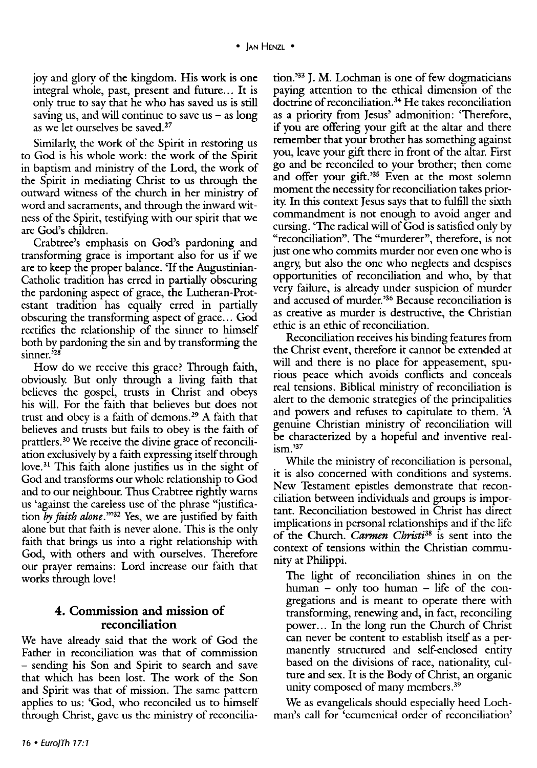joy and glory of the kingdom. His work is one integral whole, past, present and future... It is only true to say that he who has saved us is still saving us, and will continue to save us – as long as we let ourselves be saved.[27]

Similarly, the work of the Spirit in restoring us to God is his whole work: the work of the Spirit in baptism and ministry of the Lord, the work of the Spirit in mediating Christ to us through the outward witness of the church in her ministry of word and sacraments, and through the inward witness of the Spirit, testifying with our spirit that we are God's children.

Crabtree's emphasis on God's pardoning and transforming grace is important also for us if we are to keep the proper balance. 'If the Augustinian-Catholic tradition has erred in partially obscuring the pardoning aspect of grace, the Lutheran-Protestant tradition has equally erred in partially obscuring the transforming aspect of grace... God rectifies the relationship of the sinner to himself both by pardoning the sin and by transforming the sinner.'[28]

How do we receive this grace? Through faith, obviously. But only through a living faith that believes the gospel, trusts in Christ and obeys his will. For the faith that believes but does not trust and obey is a faith of demons.[29] A faith that believes and trusts but fails to obey is the faith of prattlers.[30] We receive the divine grace of reconciliation exclusively by a faith expressing itself through love.[31] This faith alone justifies us in the sight of God and transforms our whole relationship to God and to our neighbour. Thus Crabtree rightly warns us 'against the careless use of the phrase "justification *by faith alone*."'[32] Yes, we are justified by faith alone but that faith is never alone. This is the only faith that brings us into a right relationship with God, with others and with ourselves. Therefore our prayer remains: Lord increase our faith that works through love!

## 4. Commission and mission of reconciliation

We have already said that the work of God the Father in reconciliation was that of commission – sending his Son and Spirit to search and save that which has been lost. The work of the Son and Spirit was that of mission. The same pattern applies to us: 'God, who reconciled us to himself through Christ, gave us the ministry of reconciliation.'[33] J. M. Lochman is one of few dogmaticians paying attention to the ethical dimension of the doctrine of reconciliation.[34] He takes reconciliation as a priority from Jesus' admonition: 'Therefore, if you are offering your gift at the altar and there remember that your brother has something against you, leave your gift there in front of the altar. First go and be reconciled to your brother; then come and offer your gift.'[35] Even at the most solemn moment the necessity for reconciliation takes priority. In this context Jesus says that to fulfill the sixth commandment is not enough to avoid anger and cursing. 'The radical will of God is satisfied only by "reconciliation". The "murderer", therefore, is not just one who commits murder nor even one who is angry, but also the one who neglects and despises opportunities of reconciliation and who, by that very failure, is already under suspicion of murder and accused of murder.'[36] Because reconciliation is as creative as murder is destructive, the Christian ethic is an ethic of reconciliation.

Reconciliation receives his binding features from the Christ event, therefore it cannot be extended at will and there is no place for appeasement, spurious peace which avoids conflicts and conceals real tensions. Biblical ministry of reconciliation is alert to the demonic strategies of the principalities and powers and refuses to capitulate to them. 'A genuine Christian ministry of reconciliation will be characterized by a hopeful and inventive realism.'[37]

While the ministry of reconciliation is personal, it is also concerned with conditions and systems. New Testament epistles demonstrate that reconciliation between individuals and groups is important. Reconciliation bestowed in Christ has direct implications in personal relationships and if the life of the Church. *Carmen Christi*[38] is sent into the context of tensions within the Christian community at Philippi.

> The light of reconciliation shines in on the human – only too human – life of the congregations and is meant to operate there with transforming, renewing and, in fact, reconciling power... In the long run the Church of Christ can never be content to establish itself as a permanently structured and self-enclosed entity based on the divisions of race, nationality, culture and sex. It is the Body of Christ, an organic unity composed of many members.[39]

We as evangelicals should especially heed Lochman's call for 'ecumenical order of reconciliation'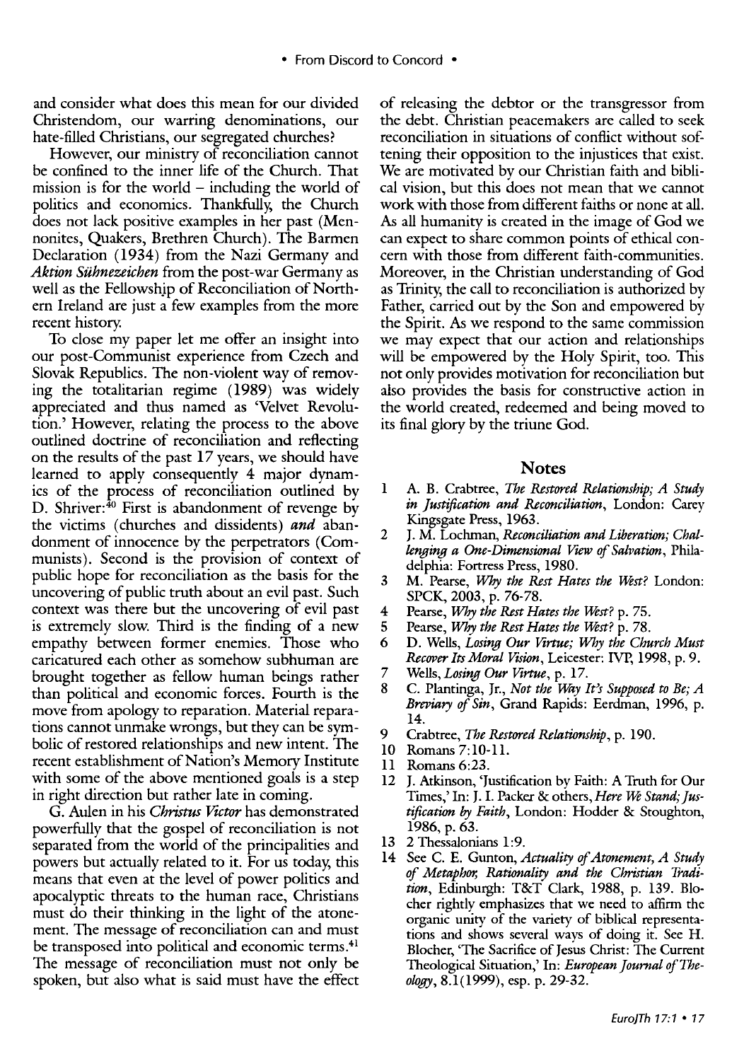and consider what does this mean for our divided Christendom, our warring denominations, our hate-filled Christians, our segregated churches?

However, our ministry of reconciliation cannot be confined to the inner life of the Church. That mission is for the world – including the world of politics and economics. Thankfully, the Church does not lack positive examples in her past (Mennonites, Quakers, Brethren Church). The Barmen Declaration (1934) from the Nazi Germany and *Aktion Sühnezeichen* from the post-war Germany as well as the Fellowship of Reconciliation of Northern Ireland are just a few examples from the more recent history.

To close my paper let me offer an insight into our post-Communist experience from Czech and Slovak Republics. The non-violent way of removing the totalitarian regime (1989) was widely appreciated and thus named as 'Velvet Revolution.' However, relating the process to the above outlined doctrine of reconciliation and reflecting on the results of the past 17 years, we should have learned to apply consequently 4 major dynamics of the process of reconciliation outlined by D. Shriver:[40] First is abandonment of revenge by the victims (churches and dissidents) *and* abandonment of innocence by the perpetrators (Communists). Second is the provision of context of public hope for reconciliation as the basis for the uncovering of public truth about an evil past. Such context was there but the uncovering of evil past is extremely slow. Third is the finding of a new empathy between former enemies. Those who caricatured each other as somehow subhuman are brought together as fellow human beings rather than political and economic forces. Fourth is the move from apology to reparation. Material reparations cannot unmake wrongs, but they can be symbolic of restored relationships and new intent. The recent establishment of Nation's Memory Institute with some of the above mentioned goals is a step in right direction but rather late in coming.

G. Aulen in his *Christus Victor* has demonstrated powerfully that the gospel of reconciliation is not separated from the world of the principalities and powers but actually related to it. For us today, this means that even at the level of power politics and apocalyptic threats to the human race, Christians must do their thinking in the light of the atonement. The message of reconciliation can and must be transposed into political and economic terms.[41] The message of reconciliation must not only be spoken, but also what is said must have the effect of releasing the debtor or the transgressor from the debt. Christian peacemakers are called to seek reconciliation in situations of conflict without softening their opposition to the injustices that exist. We are motivated by our Christian faith and biblical vision, but this does not mean that we cannot work with those from different faiths or none at all. As all humanity is created in the image of God we can expect to share common points of ethical concern with those from different faith-communities. Moreover, in the Christian understanding of God as Trinity, the call to reconciliation is authorized by Father, carried out by the Son and empowered by the Spirit. As we respond to the same commission we may expect that our action and relationships will be empowered by the Holy Spirit, too. This not only provides motivation for reconciliation but also provides the basis for constructive action in the world created, redeemed and being moved to its final glory by the triune God.

## Notes

1. A. B. Crabtree, *The Restored Relationship; A Study in Justification and Reconciliation*, London: Carey Kingsgate Press, 1963.
2. J. M. Lochman, *Reconciliation and Liberation; Challenging a One-Dimensional View of Salvation*, Philadelphia: Fortress Press, 1980.
3. M. Pearse, *Why the Rest Hates the West?* London: SPCK, 2003, p. 76-78.
4. Pearse, *Why the Rest Hates the West?* p. 75.
5. Pearse, *Why the Rest Hates the West?* p. 78.
6. D. Wells, *Losing Our Virtue; Why the Church Must Recover Its Moral Vision*, Leicester: IVP, 1998, p. 9.
7. Wells, *Losing Our Virtue*, p. 17.
8. C. Plantinga, Jr., *Not the Way It's Supposed to Be; A Breviary of Sin*, Grand Rapids: Eerdman, 1996, p. 14.
9. Crabtree, *The Restored Relationship*, p. 190.
10. Romans 7:10-11.
11. Romans 6:23.
12. J. Atkinson, 'Justification by Faith: A Truth for Our Times,' In: J. I. Packer & others, *Here We Stand; Justification by Faith*, London: Hodder & Stoughton, 1986, p. 63.
13. 2 Thessalonians 1:9.
14. See C. E. Gunton, *Actuality of Atonement, A Study of Metaphor, Rationality and the Christian Tradition*, Edinburgh: T&T Clark, 1988, p. 139. Blocher rightly emphasizes that we need to affirm the organic unity of the variety of biblical representations and shows several ways of doing it. See H. Blocher, 'The Sacrifice of Jesus Christ: The Current Theological Situation,' In: *European Journal of Theology*, 8.1(1999), esp. p. 29-32.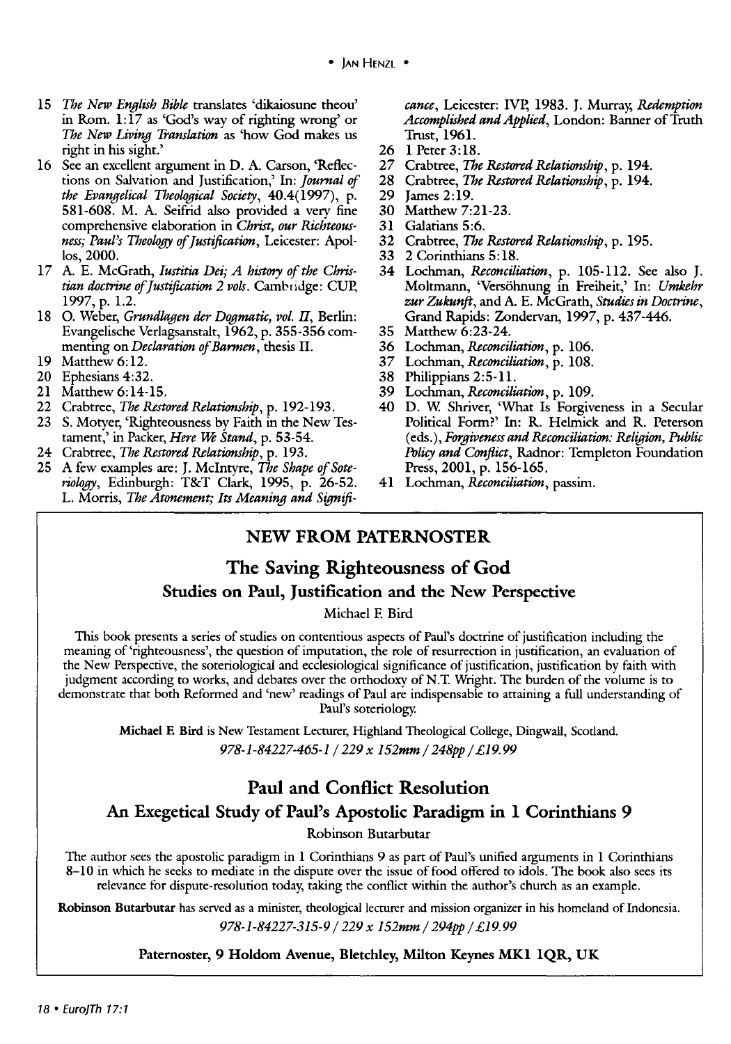15 *The New English Bible* translates 'dikaiosune theou' in Rom. 1:17 as 'God's way of righting wrong' or *The New Living Translation* as 'how God makes us right in his sight.'

16 See an excellent argument in D. A. Carson, 'Reflections on Salvation and Justification,' In: *Journal of the Evangelical Theological Society*, 40.4(1997), p. 581-608. M. A. Seifrid also provided a very fine comprehensive elaboration in *Christ, our Richteousness; Paul's Theology of Justification*, Leicester: Apollos, 2000.

17 A. E. McGrath, *Iustitia Dei; A history of the Christian doctrine of Justification 2 vols*. Cambridge: CUP, 1997, p. 1.2.

18 O. Weber, *Grundlagen der Dogmatic, vol. II*, Berlin: Evangelische Verlagsanstalt, 1962, p. 355-356 commenting on *Declaration of Barmen*, thesis II.

19 Matthew 6:12.

20 Ephesians 4:32.

21 Matthew 6:14-15.

22 Crabtree, *The Restored Relationship*, p. 192-193.

23 S. Motyer, 'Righteousness by Faith in the New Testament,' in Packer, *Here We Stand*, p. 53-54.

24 Crabtree, *The Restored Relationship*, p. 193.

25 A few examples are: J. McIntyre, *The Shape of Soteriology*, Edinburgh: T&T Clark, 1995, p. 26-52. L. Morris, *The Atonement; Its Meaning and Significance*, Leicester: IVP, 1983. J. Murray, *Redemption Accomplished and Applied*, London: Banner of Truth Trust, 1961.

26 1 Peter 3:18.

27 Crabtree, *The Restored Relationship*, p. 194.

28 Crabtree, *The Restored Relationship*, p. 194.

29 James 2:19.

30 Matthew 7:21-23.

31 Galatians 5:6.

32 Crabtree, *The Restored Relationship*, p. 195.

33 2 Corinthians 5:18.

34 Lochman, *Reconciliation*, p. 105-112. See also J. Moltmann, 'Versöhnung in Freiheit,' In: *Umkehr zur Zukunft*, and A. E. McGrath, *Studies in Doctrine*, Grand Rapids: Zondervan, 1997, p. 437-446.

35 Matthew 6:23-24.

36 Lochman, *Reconciliation*, p. 106.

37 Lochman, *Reconciliation*, p. 108.

38 Philippians 2:5-11.

39 Lochman, *Reconciliation*, p. 109.

40 D. W. Shriver, 'What Is Forgiveness in a Secular Political Form?' In: R. Helmick and R. Peterson (eds.), *Forgiveness and Reconciliation: Religion, Public Policy and Conflict*, Radnor: Templeton Foundation Press, 2001, p. 156-165.

41 Lochman, *Reconciliation*, passim.

## NEW FROM PATERNOSTER

### The Saving Righteousness of God

**Studies on Paul, Justification and the New Perspective**

Michael F. Bird

This book presents a series of studies on contentious aspects of Paul's doctrine of justification including the meaning of 'righteousness', the question of imputation, the role of resurrection in justification, an evaluation of the New Perspective, the soteriological and ecclesiological significance of justification, justification by faith with judgment according to works, and debates over the orthodoxy of N.T. Wright. The burden of the volume is to demonstrate that both Reformed and 'new' readings of Paul are indispensable to attaining a full understanding of Paul's soteriology.

**Michael F. Bird** is New Testament Lecturer, Highland Theological College, Dingwall, Scotland.

*978-1-84227-465-1 / 229 x 152mm / 248pp / £19.99*

### Paul and Conflict Resolution

**An Exegetical Study of Paul's Apostolic Paradigm in 1 Corinthians 9**

Robinson Butarbutar

The author sees the apostolic paradigm in 1 Corinthians 9 as part of Paul's unified arguments in 1 Corinthians 8–10 in which he seeks to mediate in the dispute over the issue of food offered to idols. The book also sees its relevance for dispute-resolution today, taking the conflict within the author's church as an example.

**Robinson Butarbutar** has served as a minister, theological lecturer and mission organizer in his homeland of Indonesia.

*978-1-84227-315-9 / 229 x 152mm / 294pp / £19.99*

**Paternoster, 9 Holdom Avenue, Bletchley, Milton Keynes MK1 1QR, UK**